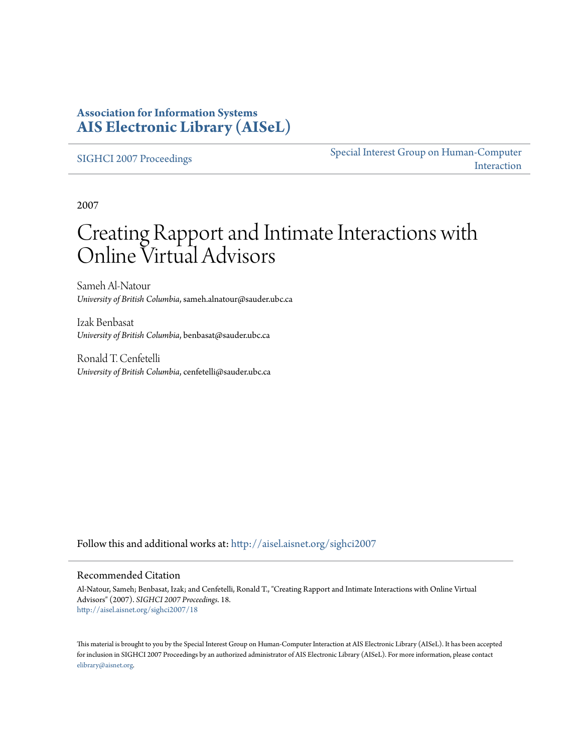**Association for Information Systems**
**AIS Electronic Library (AISeL)**

SIGHCI 2007 Proceedings

Special Interest Group on Human-Computer Interaction

2007

# Creating Rapport and Intimate Interactions with Online Virtual Advisors

Sameh Al-Natour
*University of British Columbia*, sameh.alnatour@sauder.ubc.ca

Izak Benbasat
*University of British Columbia*, benbasat@sauder.ubc.ca

Ronald T. Cenfetelli
*University of British Columbia*, cenfetelli@sauder.ubc.ca

Follow this and additional works at: http://aisel.aisnet.org/sighci2007

## Recommended Citation

Al-Natour, Sameh; Benbasat, Izak; and Cenfetelli, Ronald T., "Creating Rapport and Intimate Interactions with Online Virtual Advisors" (2007). *SIGHCI 2007 Proceedings*. 18.
http://aisel.aisnet.org/sighci2007/18

This material is brought to you by the Special Interest Group on Human-Computer Interaction at AIS Electronic Library (AISeL). It has been accepted for inclusion in SIGHCI 2007 Proceedings by an authorized administrator of AIS Electronic Library (AISeL). For more information, please contact elibrary@aisnet.org.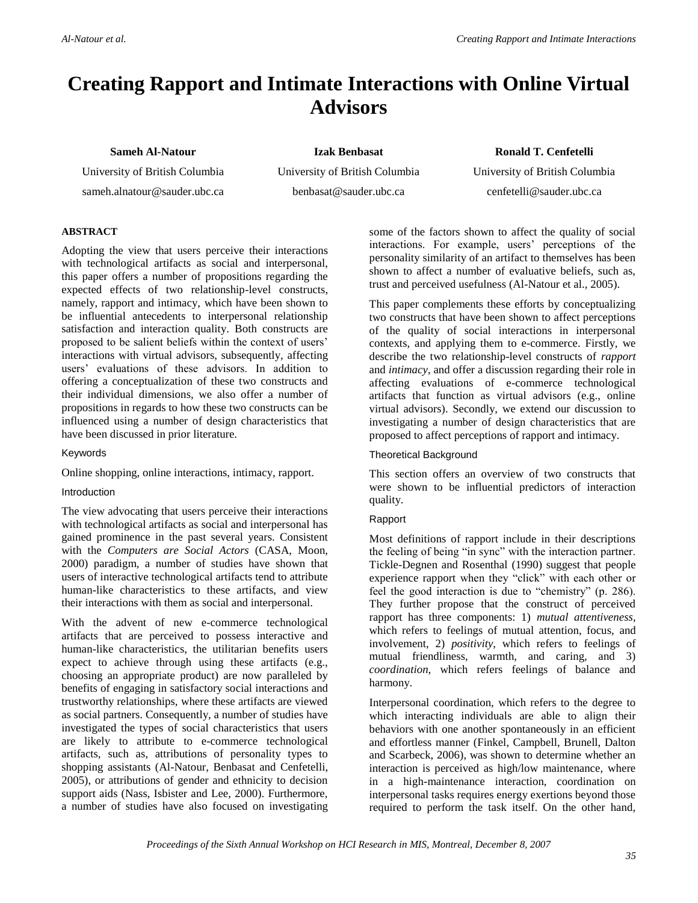# Creating Rapport and Intimate Interactions with Online Virtual Advisors

**Sameh Al-Natour**
University of British Columbia
sameh.alnatour@sauder.ubc.ca

**Izak Benbasat**
University of British Columbia
benbasat@sauder.ubc.ca

**Ronald T. Cenfetelli**
University of British Columbia
cenfetelli@sauder.ubc.ca

**ABSTRACT**

Adopting the view that users perceive their interactions with technological artifacts as social and interpersonal, this paper offers a number of propositions regarding the expected effects of two relationship-level constructs, namely, rapport and intimacy, which have been shown to be influential antecedents to interpersonal relationship satisfaction and interaction quality. Both constructs are proposed to be salient beliefs within the context of users' interactions with virtual advisors, subsequently, affecting users' evaluations of these advisors. In addition to offering a conceptualization of these two constructs and their individual dimensions, we also offer a number of propositions in regards to how these two constructs can be influenced using a number of design characteristics that have been discussed in prior literature.

## Keywords

Online shopping, online interactions, intimacy, rapport.

## Introduction

The view advocating that users perceive their interactions with technological artifacts as social and interpersonal has gained prominence in the past several years. Consistent with the *Computers are Social Actors* (CASA, Moon, 2000) paradigm, a number of studies have shown that users of interactive technological artifacts tend to attribute human-like characteristics to these artifacts, and view their interactions with them as social and interpersonal.

With the advent of new e-commerce technological artifacts that are perceived to possess interactive and human-like characteristics, the utilitarian benefits users expect to achieve through using these artifacts (e.g., choosing an appropriate product) are now paralleled by benefits of engaging in satisfactory social interactions and trustworthy relationships, where these artifacts are viewed as social partners. Consequently, a number of studies have investigated the types of social characteristics that users are likely to attribute to e-commerce technological artifacts, such as, attributions of personality types to shopping assistants (Al-Natour, Benbasat and Cenfetelli, 2005), or attributions of gender and ethnicity to decision support aids (Nass, Isbister and Lee, 2000). Furthermore, a number of studies have also focused on investigating some of the factors shown to affect the quality of social interactions. For example, users' perceptions of the personality similarity of an artifact to themselves has been shown to affect a number of evaluative beliefs, such as, trust and perceived usefulness (Al-Natour et al., 2005).

This paper complements these efforts by conceptualizing two constructs that have been shown to affect perceptions of the quality of social interactions in interpersonal contexts, and applying them to e-commerce. Firstly, we describe the two relationship-level constructs of *rapport* and *intimacy*, and offer a discussion regarding their role in affecting evaluations of e-commerce technological artifacts that function as virtual advisors (e.g., online virtual advisors). Secondly, we extend our discussion to investigating a number of design characteristics that are proposed to affect perceptions of rapport and intimacy.

## Theoretical Background

This section offers an overview of two constructs that were shown to be influential predictors of interaction quality.

### Rapport

Most definitions of rapport include in their descriptions the feeling of being "in sync" with the interaction partner. Tickle-Degnen and Rosenthal (1990) suggest that people experience rapport when they "click" with each other or feel the good interaction is due to "chemistry" (p. 286). They further propose that the construct of perceived rapport has three components: 1) *mutual attentiveness*, which refers to feelings of mutual attention, focus, and involvement, 2) *positivity*, which refers to feelings of mutual friendliness, warmth, and caring, and 3) *coordination*, which refers feelings of balance and harmony.

Interpersonal coordination, which refers to the degree to which interacting individuals are able to align their behaviors with one another spontaneously in an efficient and effortless manner (Finkel, Campbell, Brunell, Dalton and Scarbeck, 2006), was shown to determine whether an interaction is perceived as high/low maintenance, where in a high-maintenance interaction, coordination on interpersonal tasks requires energy exertions beyond those required to perform the task itself. On the other hand,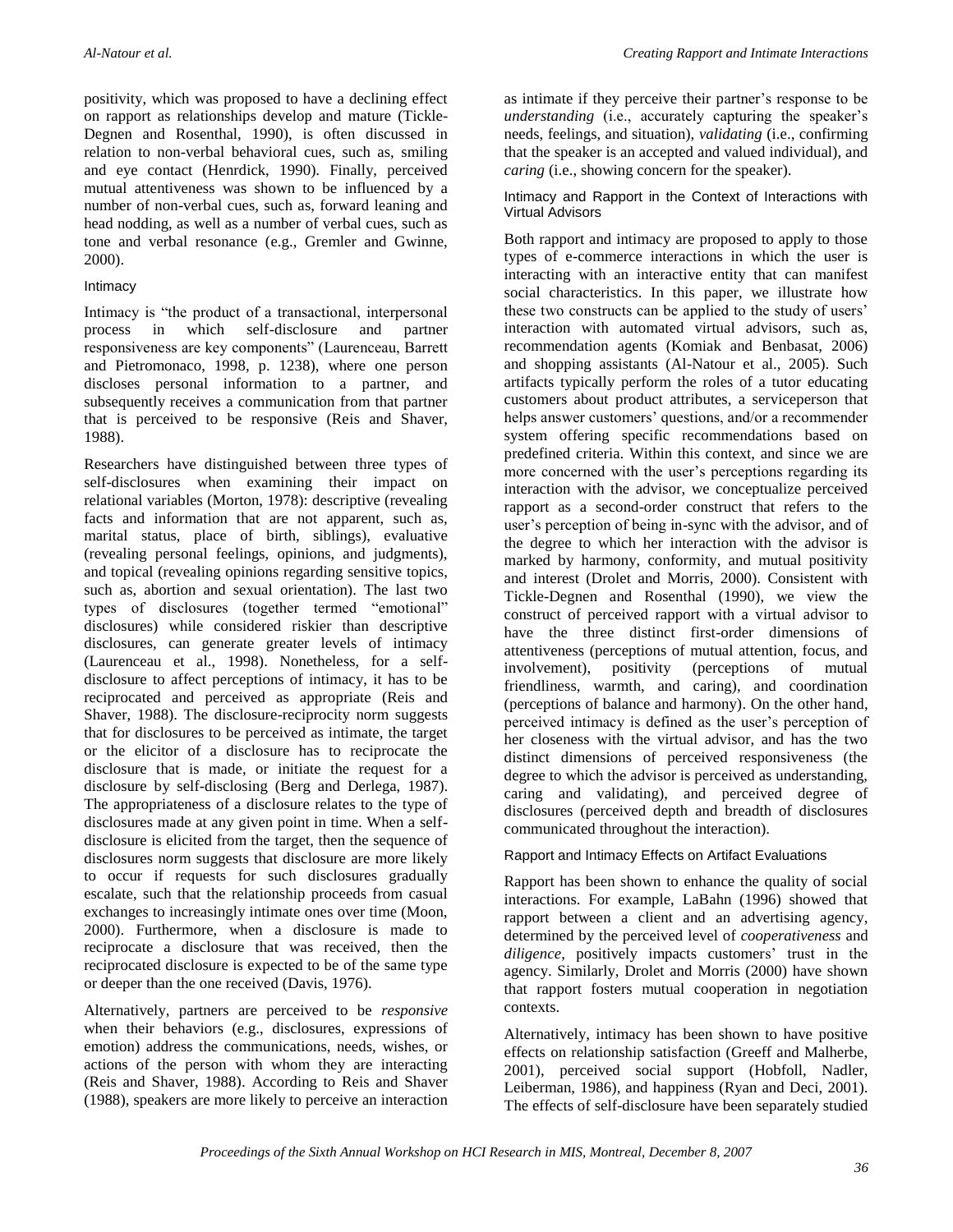positivity, which was proposed to have a declining effect on rapport as relationships develop and mature (Tickle-Degnen and Rosenthal, 1990), is often discussed in relation to non-verbal behavioral cues, such as, smiling and eye contact (Henrdick, 1990). Finally, perceived mutual attentiveness was shown to be influenced by a number of non-verbal cues, such as, forward leaning and head nodding, as well as a number of verbal cues, such as tone and verbal resonance (e.g., Gremler and Gwinne, 2000).

### Intimacy

Intimacy is "the product of a transactional, interpersonal process in which self-disclosure and partner responsiveness are key components" (Laurenceau, Barrett and Pietromonaco, 1998, p. 1238), where one person discloses personal information to a partner, and subsequently receives a communication from that partner that is perceived to be responsive (Reis and Shaver, 1988).

Researchers have distinguished between three types of self-disclosures when examining their impact on relational variables (Morton, 1978): descriptive (revealing facts and information that are not apparent, such as, marital status, place of birth, siblings), evaluative (revealing personal feelings, opinions, and judgments), and topical (revealing opinions regarding sensitive topics, such as, abortion and sexual orientation). The last two types of disclosures (together termed "emotional" disclosures) while considered riskier than descriptive disclosures, can generate greater levels of intimacy (Laurenceau et al., 1998). Nonetheless, for a self-disclosure to affect perceptions of intimacy, it has to be reciprocated and perceived as appropriate (Reis and Shaver, 1988). The disclosure-reciprocity norm suggests that for disclosures to be perceived as intimate, the target or the elicitor of a disclosure has to reciprocate the disclosure that is made, or initiate the request for a disclosure by self-disclosing (Berg and Derlega, 1987). The appropriateness of a disclosure relates to the type of disclosures made at any given point in time. When a self-disclosure is elicited from the target, then the sequence of disclosures norm suggests that disclosure are more likely to occur if requests for such disclosures gradually escalate, such that the relationship proceeds from casual exchanges to increasingly intimate ones over time (Moon, 2000). Furthermore, when a disclosure is made to reciprocate a disclosure that was received, then the reciprocated disclosure is expected to be of the same type or deeper than the one received (Davis, 1976).

Alternatively, partners are perceived to be *responsive* when their behaviors (e.g., disclosures, expressions of emotion) address the communications, needs, wishes, or actions of the person with whom they are interacting (Reis and Shaver, 1988). According to Reis and Shaver (1988), speakers are more likely to perceive an interaction as intimate if they perceive their partner's response to be *understanding* (i.e., accurately capturing the speaker's needs, feelings, and situation), *validating* (i.e., confirming that the speaker is an accepted and valued individual), and *caring* (i.e., showing concern for the speaker).

### Intimacy and Rapport in the Context of Interactions with Virtual Advisors

Both rapport and intimacy are proposed to apply to those types of e-commerce interactions in which the user is interacting with an interactive entity that can manifest social characteristics. In this paper, we illustrate how these two constructs can be applied to the study of users' interaction with automated virtual advisors, such as, recommendation agents (Komiak and Benbasat, 2006) and shopping assistants (Al-Natour et al., 2005). Such artifacts typically perform the roles of a tutor educating customers about product attributes, a serviceperson that helps answer customers' questions, and/or a recommender system offering specific recommendations based on predefined criteria. Within this context, and since we are more concerned with the user's perceptions regarding its interaction with the advisor, we conceptualize perceived rapport as a second-order construct that refers to the user's perception of being in-sync with the advisor, and of the degree to which her interaction with the advisor is marked by harmony, conformity, and mutual positivity and interest (Drolet and Morris, 2000). Consistent with Tickle-Degnen and Rosenthal (1990), we view the construct of perceived rapport with a virtual advisor to have the three distinct first-order dimensions of attentiveness (perceptions of mutual attention, focus, and involvement), positivity (perceptions of mutual friendliness, warmth, and caring), and coordination (perceptions of balance and harmony). On the other hand, perceived intimacy is defined as the user's perception of her closeness with the virtual advisor, and has the two distinct dimensions of perceived responsiveness (the degree to which the advisor is perceived as understanding, caring and validating), and perceived degree of disclosures (perceived depth and breadth of disclosures communicated throughout the interaction).

### Rapport and Intimacy Effects on Artifact Evaluations

Rapport has been shown to enhance the quality of social interactions. For example, LaBahn (1996) showed that rapport between a client and an advertising agency, determined by the perceived level of *cooperativeness* and *diligence*, positively impacts customers' trust in the agency. Similarly, Drolet and Morris (2000) have shown that rapport fosters mutual cooperation in negotiation contexts.

Alternatively, intimacy has been shown to have positive effects on relationship satisfaction (Greeff and Malherbe, 2001), perceived social support (Hobfoll, Nadler, Leiberman, 1986), and happiness (Ryan and Deci, 2001). The effects of self-disclosure have been separately studied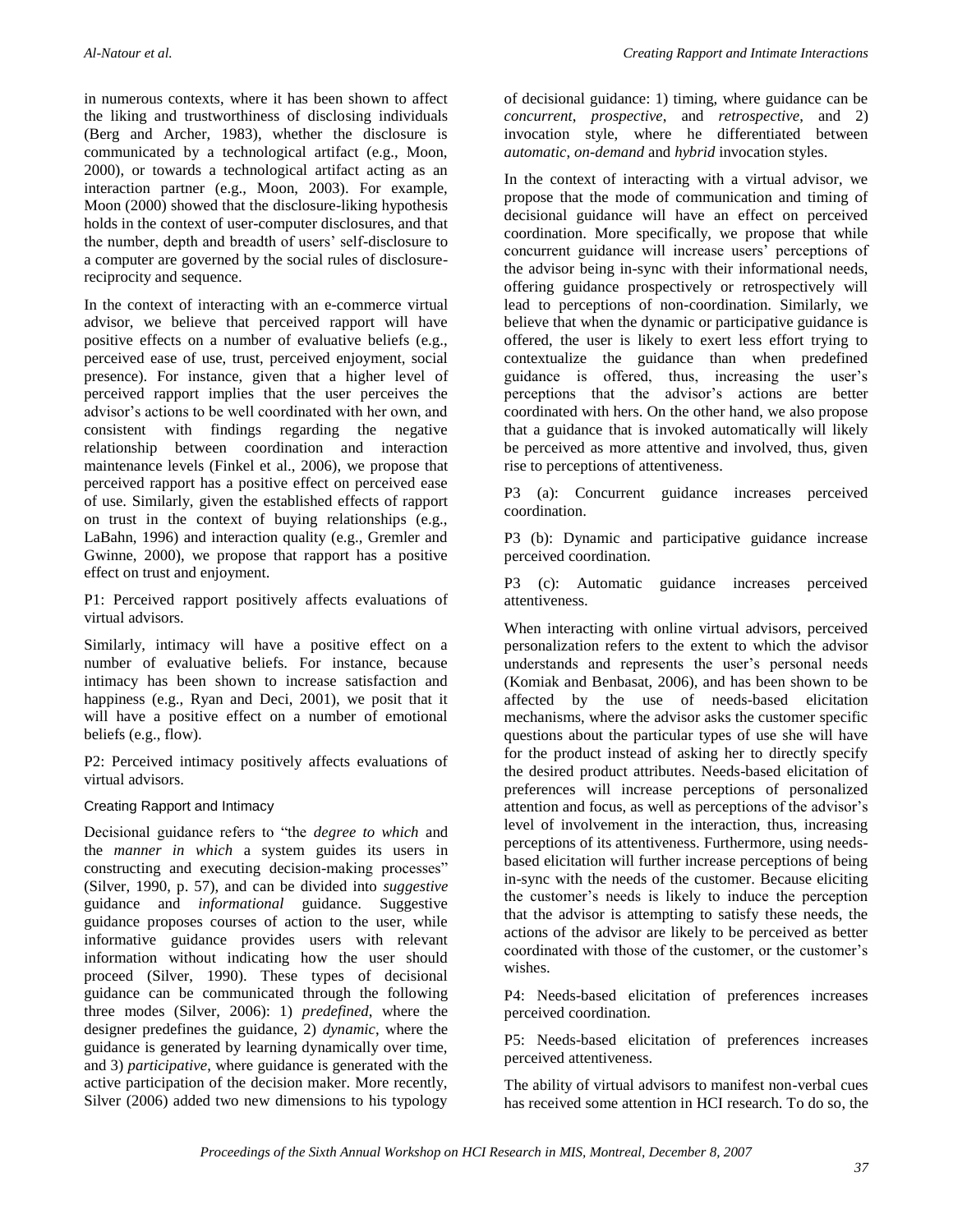in numerous contexts, where it has been shown to affect the liking and trustworthiness of disclosing individuals (Berg and Archer, 1983), whether the disclosure is communicated by a technological artifact (e.g., Moon, 2000), or towards a technological artifact acting as an interaction partner (e.g., Moon, 2003). For example, Moon (2000) showed that the disclosure-liking hypothesis holds in the context of user-computer disclosures, and that the number, depth and breadth of users' self-disclosure to a computer are governed by the social rules of disclosure-reciprocity and sequence.

In the context of interacting with an e-commerce virtual advisor, we believe that perceived rapport will have positive effects on a number of evaluative beliefs (e.g., perceived ease of use, trust, perceived enjoyment, social presence). For instance, given that a higher level of perceived rapport implies that the user perceives the advisor's actions to be well coordinated with her own, and consistent with findings regarding the negative relationship between coordination and interaction maintenance levels (Finkel et al., 2006), we propose that perceived rapport has a positive effect on perceived ease of use. Similarly, given the established effects of rapport on trust in the context of buying relationships (e.g., LaBahn, 1996) and interaction quality (e.g., Gremler and Gwinne, 2000), we propose that rapport has a positive effect on trust and enjoyment.

P1: Perceived rapport positively affects evaluations of virtual advisors.

Similarly, intimacy will have a positive effect on a number of evaluative beliefs. For instance, because intimacy has been shown to increase satisfaction and happiness (e.g., Ryan and Deci, 2001), we posit that it will have a positive effect on a number of emotional beliefs (e.g., flow).

P2: Perceived intimacy positively affects evaluations of virtual advisors.

### Creating Rapport and Intimacy

Decisional guidance refers to "the *degree to which* and the *manner in which* a system guides its users in constructing and executing decision-making processes" (Silver, 1990, p. 57), and can be divided into *suggestive* guidance and *informational* guidance. Suggestive guidance proposes courses of action to the user, while informative guidance provides users with relevant information without indicating how the user should proceed (Silver, 1990). These types of decisional guidance can be communicated through the following three modes (Silver, 2006): 1) *predefined*, where the designer predefines the guidance, 2) *dynamic*, where the guidance is generated by learning dynamically over time, and 3) *participative*, where guidance is generated with the active participation of the decision maker. More recently, Silver (2006) added two new dimensions to his typology of decisional guidance: 1) timing, where guidance can be *concurrent*, *prospective*, and *retrospective*, and 2) invocation style, where he differentiated between *automatic*, *on-demand* and *hybrid* invocation styles.

In the context of interacting with a virtual advisor, we propose that the mode of communication and timing of decisional guidance will have an effect on perceived coordination. More specifically, we propose that while concurrent guidance will increase users' perceptions of the advisor being in-sync with their informational needs, offering guidance prospectively or retrospectively will lead to perceptions of non-coordination. Similarly, we believe that when the dynamic or participative guidance is offered, the user is likely to exert less effort trying to contextualize the guidance than when predefined guidance is offered, thus, increasing the user's perceptions that the advisor's actions are better coordinated with hers. On the other hand, we also propose that a guidance that is invoked automatically will likely be perceived as more attentive and involved, thus, given rise to perceptions of attentiveness.

P3 (a): Concurrent guidance increases perceived coordination.

P3 (b): Dynamic and participative guidance increase perceived coordination.

P3 (c): Automatic guidance increases perceived attentiveness.

When interacting with online virtual advisors, perceived personalization refers to the extent to which the advisor understands and represents the user's personal needs (Komiak and Benbasat, 2006), and has been shown to be affected by the use of needs-based elicitation mechanisms, where the advisor asks the customer specific questions about the particular types of use she will have for the product instead of asking her to directly specify the desired product attributes. Needs-based elicitation of preferences will increase perceptions of personalized attention and focus, as well as perceptions of the advisor's level of involvement in the interaction, thus, increasing perceptions of its attentiveness. Furthermore, using needs-based elicitation will further increase perceptions of being in-sync with the needs of the customer. Because eliciting the customer's needs is likely to induce the perception that the advisor is attempting to satisfy these needs, the actions of the advisor are likely to be perceived as better coordinated with those of the customer, or the customer's wishes.

P4: Needs-based elicitation of preferences increases perceived coordination.

P5: Needs-based elicitation of preferences increases perceived attentiveness.

The ability of virtual advisors to manifest non-verbal cues has received some attention in HCI research. To do so, the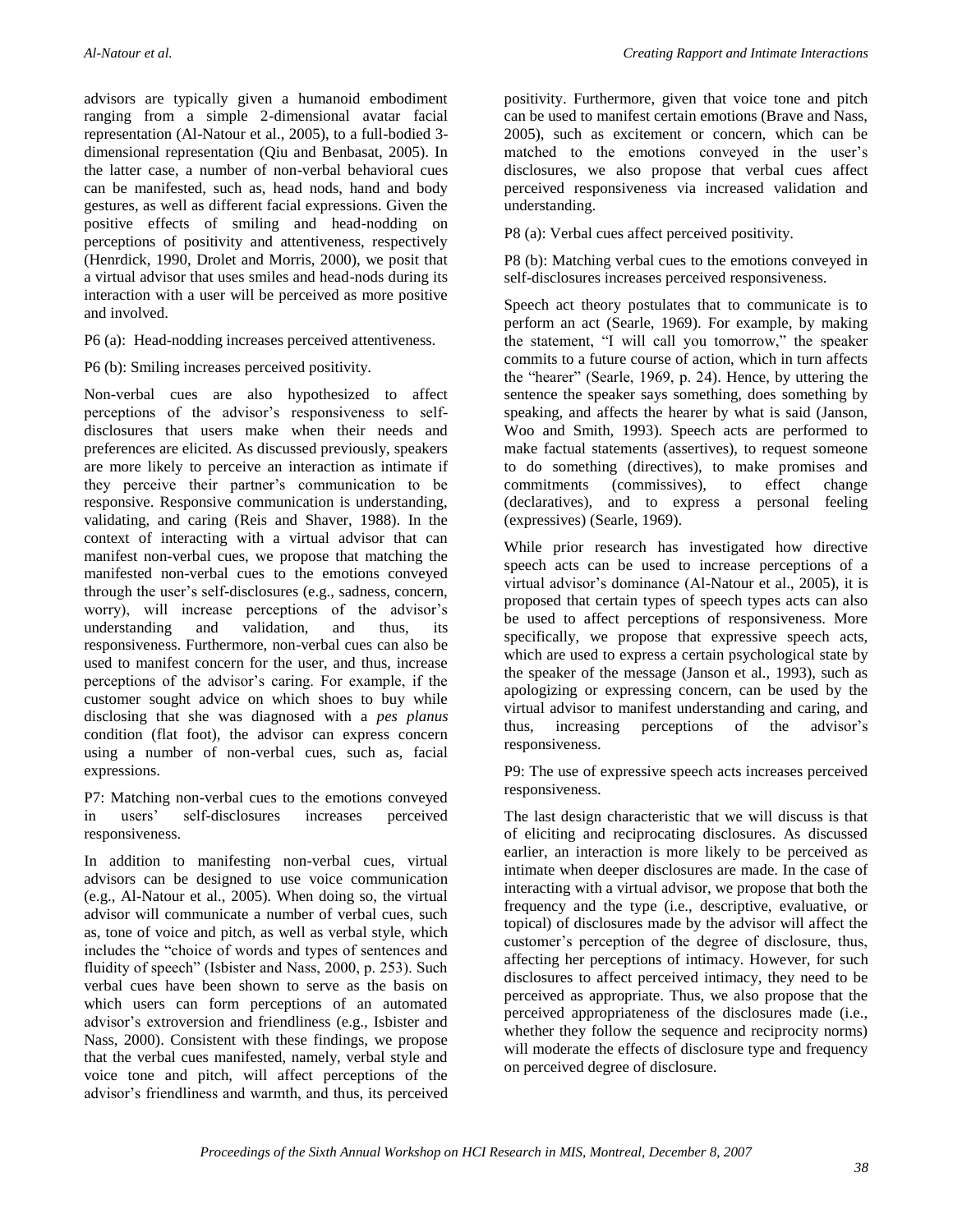advisors are typically given a humanoid embodiment ranging from a simple 2-dimensional avatar facial representation (Al-Natour et al., 2005), to a full-bodied 3-dimensional representation (Qiu and Benbasat, 2005). In the latter case, a number of non-verbal behavioral cues can be manifested, such as, head nods, hand and body gestures, as well as different facial expressions. Given the positive effects of smiling and head-nodding on perceptions of positivity and attentiveness, respectively (Henrdick, 1990, Drolet and Morris, 2000), we posit that a virtual advisor that uses smiles and head-nods during its interaction with a user will be perceived as more positive and involved.

P6 (a): Head-nodding increases perceived attentiveness.

P6 (b): Smiling increases perceived positivity.

Non-verbal cues are also hypothesized to affect perceptions of the advisor's responsiveness to self-disclosures that users make when their needs and preferences are elicited. As discussed previously, speakers are more likely to perceive an interaction as intimate if they perceive their partner's communication to be responsive. Responsive communication is understanding, validating, and caring (Reis and Shaver, 1988). In the context of interacting with a virtual advisor that can manifest non-verbal cues, we propose that matching the manifested non-verbal cues to the emotions conveyed through the user's self-disclosures (e.g., sadness, concern, worry), will increase perceptions of the advisor's understanding and validation, and thus, its responsiveness. Furthermore, non-verbal cues can also be used to manifest concern for the user, and thus, increase perceptions of the advisor's caring. For example, if the customer sought advice on which shoes to buy while disclosing that she was diagnosed with a *pes planus* condition (flat foot), the advisor can express concern using a number of non-verbal cues, such as, facial expressions.

P7: Matching non-verbal cues to the emotions conveyed in users' self-disclosures increases perceived responsiveness.

In addition to manifesting non-verbal cues, virtual advisors can be designed to use voice communication (e.g., Al-Natour et al., 2005). When doing so, the virtual advisor will communicate a number of verbal cues, such as, tone of voice and pitch, as well as verbal style, which includes the "choice of words and types of sentences and fluidity of speech" (Isbister and Nass, 2000, p. 253). Such verbal cues have been shown to serve as the basis on which users can form perceptions of an automated advisor's extroversion and friendliness (e.g., Isbister and Nass, 2000). Consistent with these findings, we propose that the verbal cues manifested, namely, verbal style and voice tone and pitch, will affect perceptions of the advisor's friendliness and warmth, and thus, its perceived positivity. Furthermore, given that voice tone and pitch can be used to manifest certain emotions (Brave and Nass, 2005), such as excitement or concern, which can be matched to the emotions conveyed in the user's disclosures, we also propose that verbal cues affect perceived responsiveness via increased validation and understanding.

P8 (a): Verbal cues affect perceived positivity.

P8 (b): Matching verbal cues to the emotions conveyed in self-disclosures increases perceived responsiveness.

Speech act theory postulates that to communicate is to perform an act (Searle, 1969). For example, by making the statement, "I will call you tomorrow," the speaker commits to a future course of action, which in turn affects the "hearer" (Searle, 1969, p. 24). Hence, by uttering the sentence the speaker says something, does something by speaking, and affects the hearer by what is said (Janson, Woo and Smith, 1993). Speech acts are performed to make factual statements (assertives), to request someone to do something (directives), to make promises and commitments (commissives), to effect change (declaratives), and to express a personal feeling (expressives) (Searle, 1969).

While prior research has investigated how directive speech acts can be used to increase perceptions of a virtual advisor's dominance (Al-Natour et al., 2005), it is proposed that certain types of speech types acts can also be used to affect perceptions of responsiveness. More specifically, we propose that expressive speech acts, which are used to express a certain psychological state by the speaker of the message (Janson et al., 1993), such as apologizing or expressing concern, can be used by the virtual advisor to manifest understanding and caring, and thus, increasing perceptions of the advisor's responsiveness.

P9: The use of expressive speech acts increases perceived responsiveness.

The last design characteristic that we will discuss is that of eliciting and reciprocating disclosures. As discussed earlier, an interaction is more likely to be perceived as intimate when deeper disclosures are made. In the case of interacting with a virtual advisor, we propose that both the frequency and the type (i.e., descriptive, evaluative, or topical) of disclosures made by the advisor will affect the customer's perception of the degree of disclosure, thus, affecting her perceptions of intimacy. However, for such disclosures to affect perceived intimacy, they need to be perceived as appropriate. Thus, we also propose that the perceived appropriateness of the disclosures made (i.e., whether they follow the sequence and reciprocity norms) will moderate the effects of disclosure type and frequency on perceived degree of disclosure.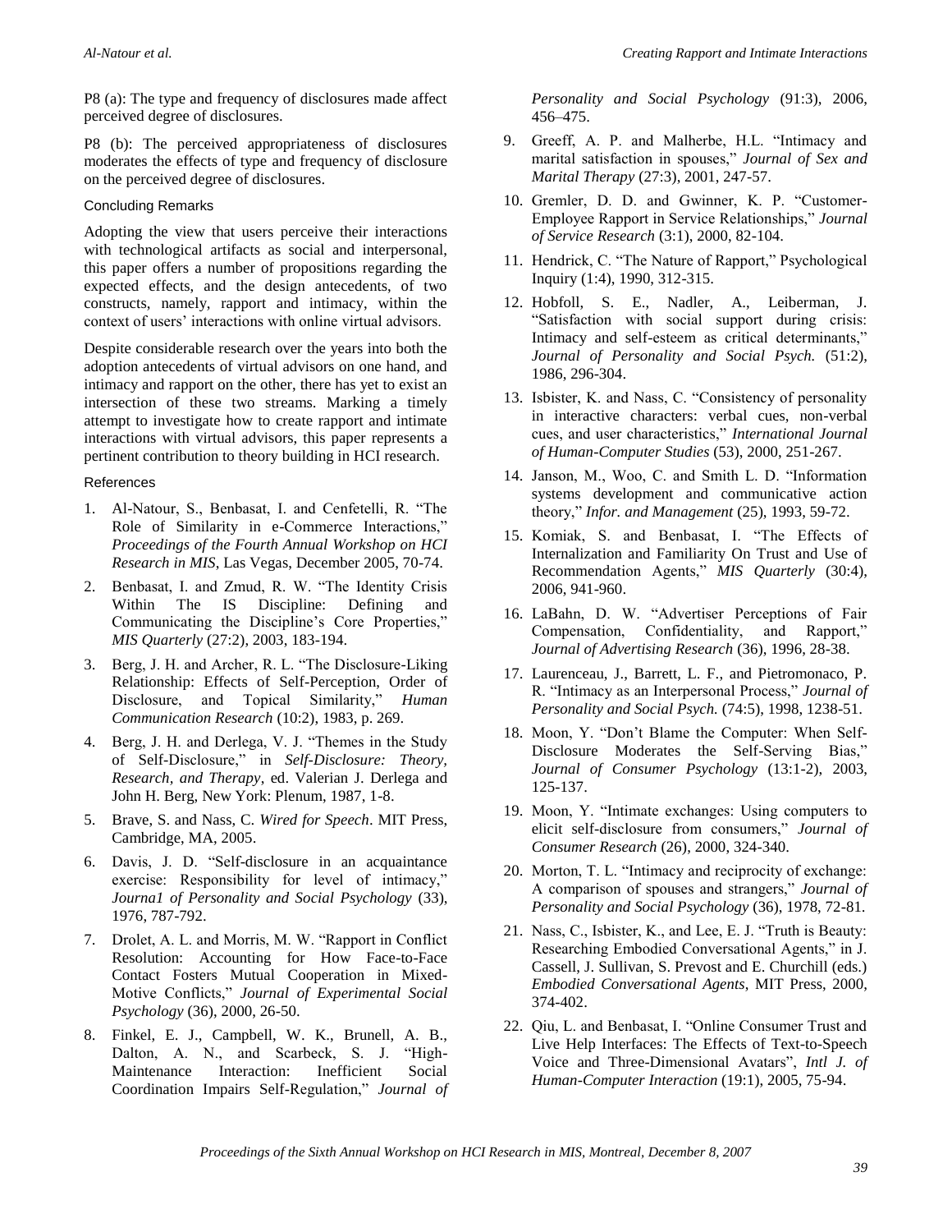P8 (a): The type and frequency of disclosures made affect perceived degree of disclosures.

P8 (b): The perceived appropriateness of disclosures moderates the effects of type and frequency of disclosure on the perceived degree of disclosures.

### Concluding Remarks

Adopting the view that users perceive their interactions with technological artifacts as social and interpersonal, this paper offers a number of propositions regarding the expected effects, and the design antecedents, of two constructs, namely, rapport and intimacy, within the context of users' interactions with online virtual advisors.

Despite considerable research over the years into both the adoption antecedents of virtual advisors on one hand, and intimacy and rapport on the other, there has yet to exist an intersection of these two streams. Marking a timely attempt to investigate how to create rapport and intimate interactions with virtual advisors, this paper represents a pertinent contribution to theory building in HCI research.

### References

1. Al-Natour, S., Benbasat, I. and Cenfetelli, R. "The Role of Similarity in e-Commerce Interactions," *Proceedings of the Fourth Annual Workshop on HCI Research in MIS*, Las Vegas, December 2005, 70-74.
2. Benbasat, I. and Zmud, R. W. "The Identity Crisis Within The IS Discipline: Defining and Communicating the Discipline's Core Properties," *MIS Quarterly* (27:2), 2003, 183-194.
3. Berg, J. H. and Archer, R. L. "The Disclosure-Liking Relationship: Effects of Self-Perception, Order of Disclosure, and Topical Similarity," *Human Communication Research* (10:2), 1983, p. 269.
4. Berg, J. H. and Derlega, V. J. "Themes in the Study of Self-Disclosure," in *Self-Disclosure: Theory, Research, and Therapy*, ed. Valerian J. Derlega and John H. Berg, New York: Plenum, 1987, 1-8.
5. Brave, S. and Nass, C. *Wired for Speech*. MIT Press, Cambridge, MA, 2005.
6. Davis, J. D. "Self-disclosure in an acquaintance exercise: Responsibility for level of intimacy," *Journa1 of Personality and Social Psychology* (33), 1976, 787-792.
7. Drolet, A. L. and Morris, M. W. "Rapport in Conflict Resolution: Accounting for How Face-to-Face Contact Fosters Mutual Cooperation in Mixed-Motive Conflicts," *Journal of Experimental Social Psychology* (36), 2000, 26-50.
8. Finkel, E. J., Campbell, W. K., Brunell, A. B., Dalton, A. N., and Scarbeck, S. J. "High-Maintenance Interaction: Inefficient Social Coordination Impairs Self-Regulation," *Journal of Personality and Social Psychology* (91:3), 2006, 456–475.
9. Greeff, A. P. and Malherbe, H.L. "Intimacy and marital satisfaction in spouses," *Journal of Sex and Marital Therapy* (27:3), 2001, 247-57.
10. Gremler, D. D. and Gwinner, K. P. "Customer-Employee Rapport in Service Relationships," *Journal of Service Research* (3:1), 2000, 82-104.
11. Hendrick, C. "The Nature of Rapport," Psychological Inquiry (1:4), 1990, 312-315.
12. Hobfoll, S. E., Nadler, A., Leiberman, J. "Satisfaction with social support during crisis: Intimacy and self-esteem as critical determinants," *Journal of Personality and Social Psych.* (51:2), 1986, 296-304.
13. Isbister, K. and Nass, C. "Consistency of personality in interactive characters: verbal cues, non-verbal cues, and user characteristics," *International Journal of Human-Computer Studies* (53), 2000, 251-267.
14. Janson, M., Woo, C. and Smith L. D. "Information systems development and communicative action theory," *Infor. and Management* (25), 1993, 59-72.
15. Komiak, S. and Benbasat, I. "The Effects of Internalization and Familiarity On Trust and Use of Recommendation Agents," *MIS Quarterly* (30:4), 2006, 941-960.
16. LaBahn, D. W. "Advertiser Perceptions of Fair Compensation, Confidentiality, and Rapport," *Journal of Advertising Research* (36), 1996, 28-38.
17. Laurenceau, J., Barrett, L. F., and Pietromonaco, P. R. "Intimacy as an Interpersonal Process," *Journal of Personality and Social Psych.* (74:5), 1998, 1238-51.
18. Moon, Y. "Don't Blame the Computer: When Self-Disclosure Moderates the Self-Serving Bias," *Journal of Consumer Psychology* (13:1-2), 2003, 125-137.
19. Moon, Y. "Intimate exchanges: Using computers to elicit self-disclosure from consumers," *Journal of Consumer Research* (26), 2000, 324-340.
20. Morton, T. L. "Intimacy and reciprocity of exchange: A comparison of spouses and strangers," *Journal of Personality and Social Psychology* (36), 1978, 72-81.
21. Nass, C., Isbister, K., and Lee, E. J. "Truth is Beauty: Researching Embodied Conversational Agents," in J. Cassell, J. Sullivan, S. Prevost and E. Churchill (eds.) *Embodied Conversational Agents*, MIT Press, 2000, 374-402.
22. Qiu, L. and Benbasat, I. "Online Consumer Trust and Live Help Interfaces: The Effects of Text-to-Speech Voice and Three-Dimensional Avatars", *Intl J. of Human-Computer Interaction* (19:1), 2005, 75-94.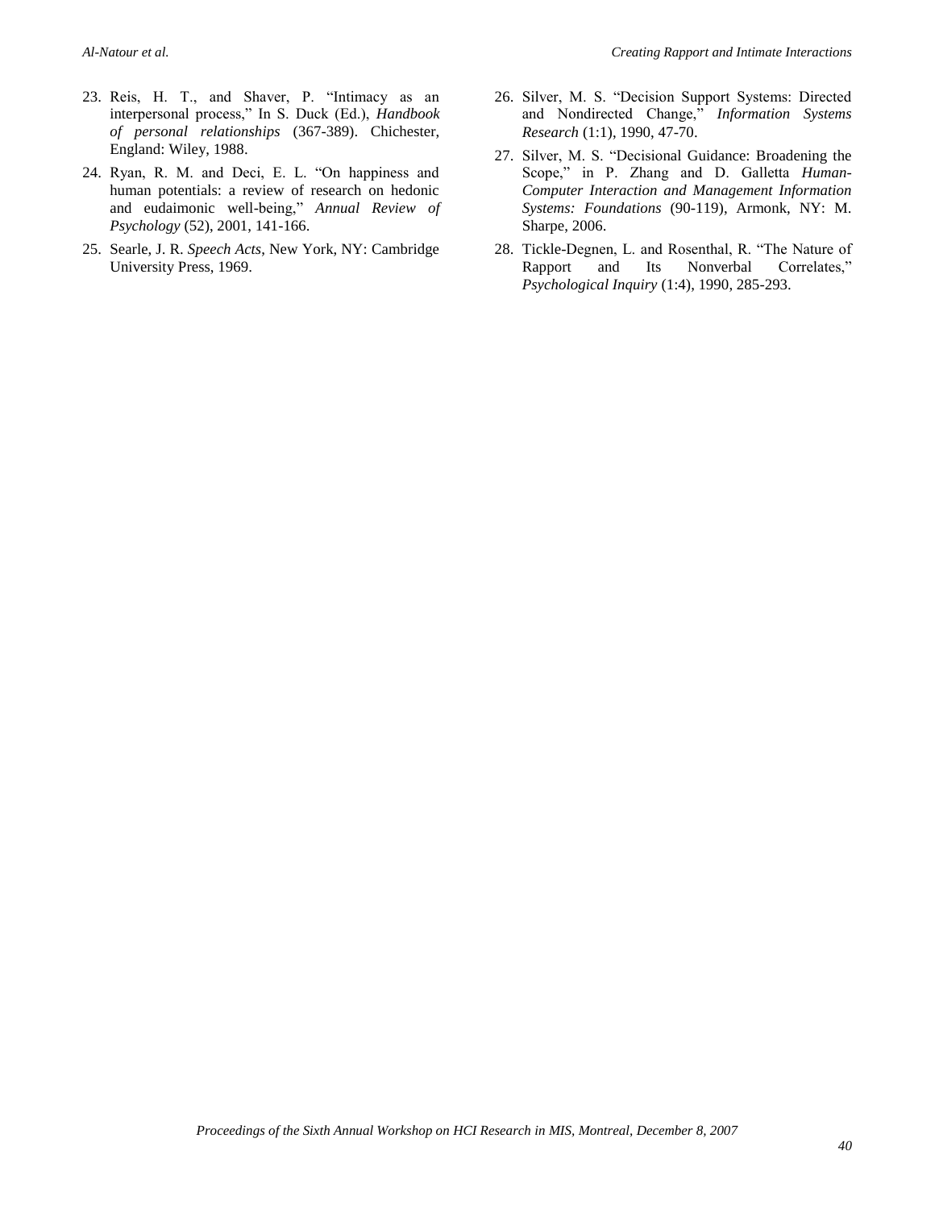23. Reis, H. T., and Shaver, P. "Intimacy as an interpersonal process," In S. Duck (Ed.), *Handbook of personal relationships* (367-389). Chichester, England: Wiley, 1988.
24. Ryan, R. M. and Deci, E. L. "On happiness and human potentials: a review of research on hedonic and eudaimonic well-being," *Annual Review of Psychology* (52), 2001, 141-166.
25. Searle, J. R. *Speech Acts*, New York, NY: Cambridge University Press, 1969.
26. Silver, M. S. "Decision Support Systems: Directed and Nondirected Change," *Information Systems Research* (1:1), 1990, 47-70.
27. Silver, M. S. "Decisional Guidance: Broadening the Scope," in P. Zhang and D. Galletta *Human-Computer Interaction and Management Information Systems: Foundations* (90-119), Armonk, NY: M. Sharpe, 2006.
28. Tickle-Degnen, L. and Rosenthal, R. "The Nature of Rapport and Its Nonverbal Correlates," *Psychological Inquiry* (1:4), 1990, 285-293.